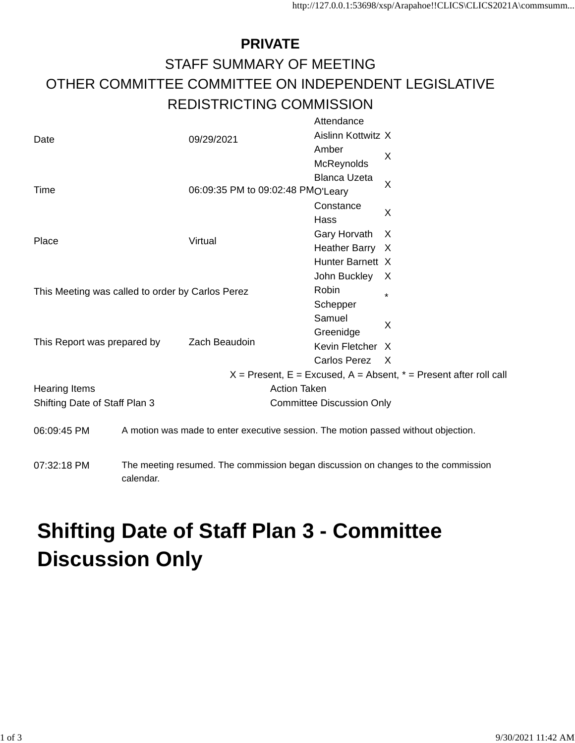**PRIVATE**

STAFF SUMMARY OF MEETING

OTHER COMMITTEE COMMITTEE ON INDEPENDENT LEGISLATIVE REDISTRICTING COMMISSION

| | | Attendance | |
|---|---|---|---|
| Date | 09/29/2021 | Aislinn Kottwitz | X |
| | | Amber McReynolds | X |
| Time | 06:09:35 PM to 09:02:48 PM | Blanca Uzeta O'Leary | X |
| | | Constance Hass | X |
| Place | Virtual | Gary Horvath | X |
| | | Heather Barry | X |
| | | Hunter Barnett | X |
| This Meeting was called to order by Carlos Perez | | John Buckley | X |
| | | Robin Schepper | * |
| | | Samuel Greenidge | X |
| This Report was prepared by | Zach Beaudoin | Kevin Fletcher | X |
| | | Carlos Perez | X |

X = Present, E = Excused, A = Absent, * = Present after roll call

| Hearing Items | Action Taken |
|---|---|
| Shifting Date of Staff Plan 3 | Committee Discussion Only |

| | |
|---|---|
| 06:09:45 PM | A motion was made to enter executive session. The motion passed without objection. |
| 07:32:18 PM | The meeting resumed. The commission began discussion on changes to the commission calendar. |

# Shifting Date of Staff Plan 3 - Committee Discussion Only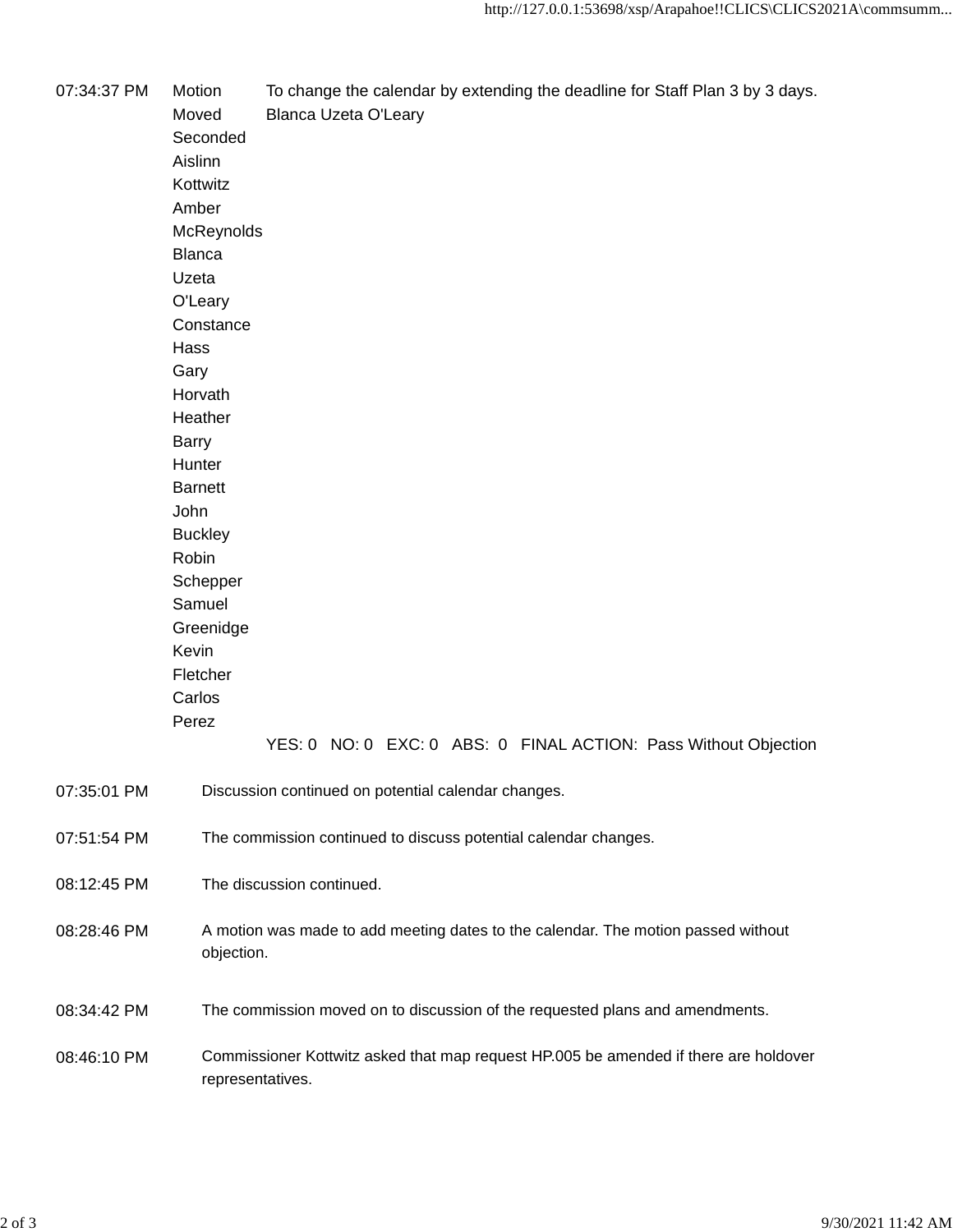| | | |
|---|---|---|
| 07:34:37 PM | Motion | To change the calendar by extending the deadline for Staff Plan 3 by 3 days. |
| | Moved | Blanca Uzeta O'Leary |
| | Seconded | |
| | Aislinn Kottwitz | |
| | Amber McReynolds | |
| | Blanca Uzeta O'Leary | |
| | Constance Hass | |
| | Gary Horvath | |
| | Heather Barry | |
| | Hunter Barnett | |
| | John Buckley | |
| | Robin Schepper | |
| | Samuel Greenidge | |
| | Kevin Fletcher | |
| | Carlos Perez | |
| | | YES: 0 NO: 0 EXC: 0 ABS: 0 FINAL ACTION: Pass Without Objection |

07:35:01 PM — Discussion continued on potential calendar changes.

07:51:54 PM — The commission continued to discuss potential calendar changes.

08:12:45 PM — The discussion continued.

08:28:46 PM — A motion was made to add meeting dates to the calendar. The motion passed without objection.

08:34:42 PM — The commission moved on to discussion of the requested plans and amendments.

08:46:10 PM — Commissioner Kottwitz asked that map request HP.005 be amended if there are holdover representatives.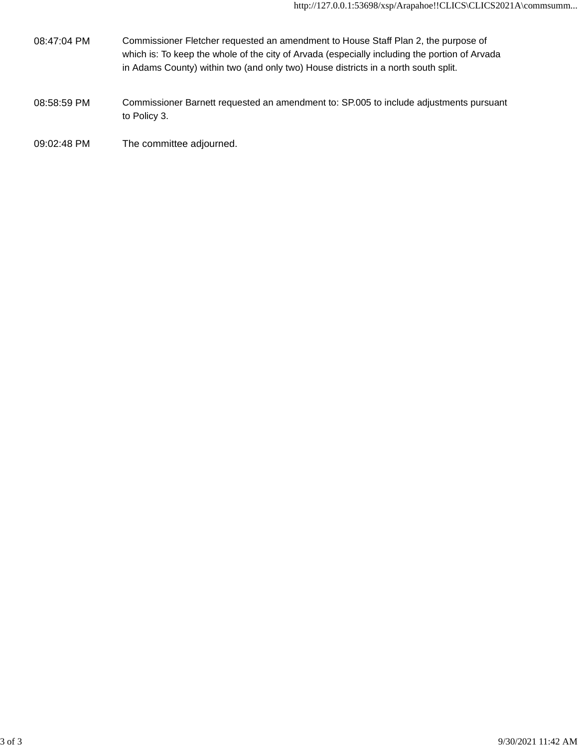| | |
|---|---|
| 08:47:04 PM | Commissioner Fletcher requested an amendment to House Staff Plan 2, the purpose of which is: To keep the whole of the city of Arvada (especially including the portion of Arvada in Adams County) within two (and only two) House districts in a north south split. |
| 08:58:59 PM | Commissioner Barnett requested an amendment to: SP.005 to include adjustments pursuant to Policy 3. |
| 09:02:48 PM | The committee adjourned. |